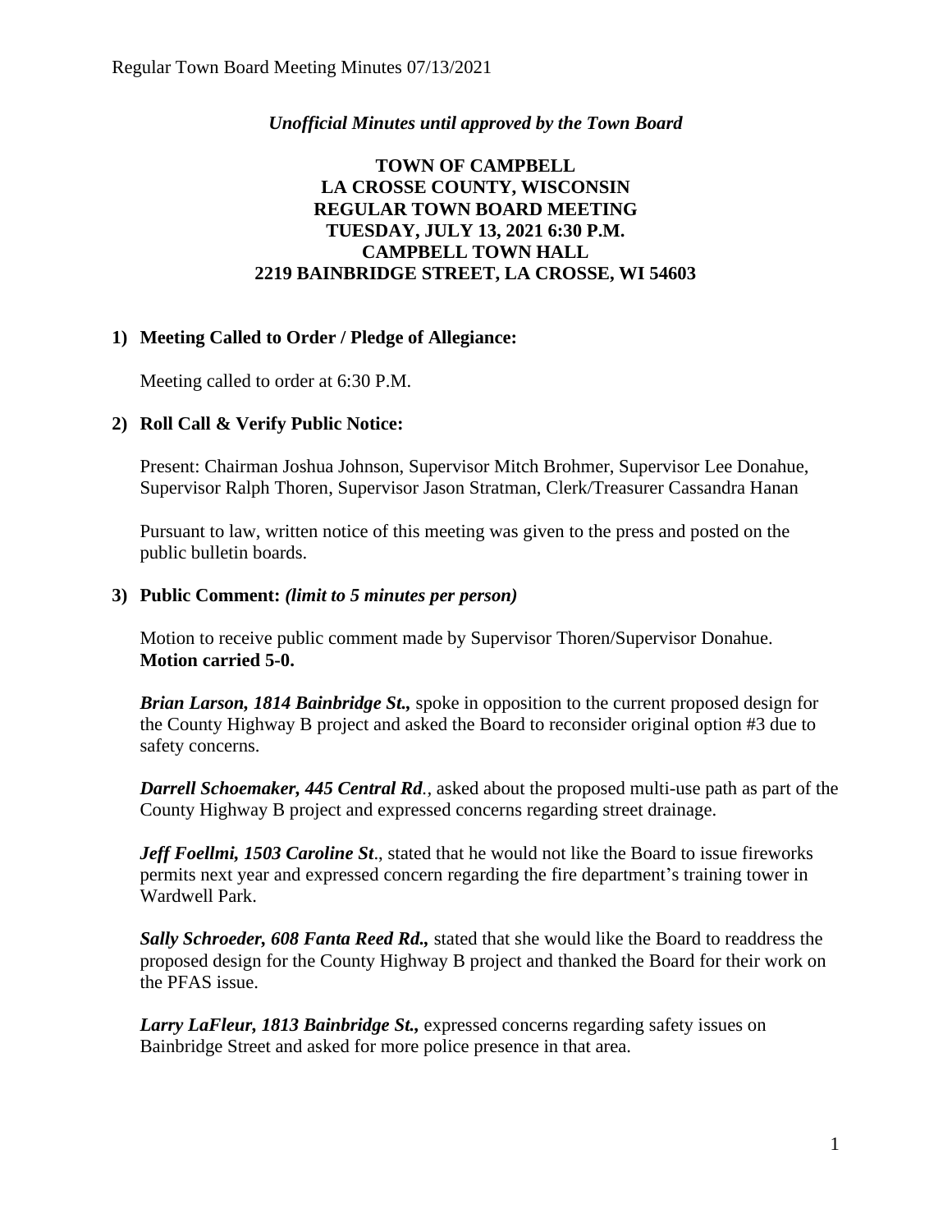*Unofficial Minutes until approved by the Town Board*

**TOWN OF CAMPBELL**
**LA CROSSE COUNTY, WISCONSIN**
**REGULAR TOWN BOARD MEETING**
**TUESDAY, JULY 13, 2021 6:30 P.M.**
**CAMPBELL TOWN HALL**
**2219 BAINBRIDGE STREET, LA CROSSE, WI 54603**

**1) Meeting Called to Order / Pledge of Allegiance:**

Meeting called to order at 6:30 P.M.

**2) Roll Call & Verify Public Notice:**

Present: Chairman Joshua Johnson, Supervisor Mitch Brohmer, Supervisor Lee Donahue, Supervisor Ralph Thoren, Supervisor Jason Stratman, Clerk/Treasurer Cassandra Hanan

Pursuant to law, written notice of this meeting was given to the press and posted on the public bulletin boards.

**3) Public Comment:** *(limit to 5 minutes per person)*

Motion to receive public comment made by Supervisor Thoren/Supervisor Donahue. **Motion carried 5-0.**

***Brian Larson, 1814 Bainbridge St.,*** spoke in opposition to the current proposed design for the County Highway B project and asked the Board to reconsider original option #3 due to safety concerns.

***Darrell Schoemaker, 445 Central Rd***., asked about the proposed multi-use path as part of the County Highway B project and expressed concerns regarding street drainage.

***Jeff Foellmi, 1503 Caroline St***., stated that he would not like the Board to issue fireworks permits next year and expressed concern regarding the fire department's training tower in Wardwell Park.

***Sally Schroeder, 608 Fanta Reed Rd.,*** stated that she would like the Board to readdress the proposed design for the County Highway B project and thanked the Board for their work on the PFAS issue.

***Larry LaFleur, 1813 Bainbridge St.,*** expressed concerns regarding safety issues on Bainbridge Street and asked for more police presence in that area.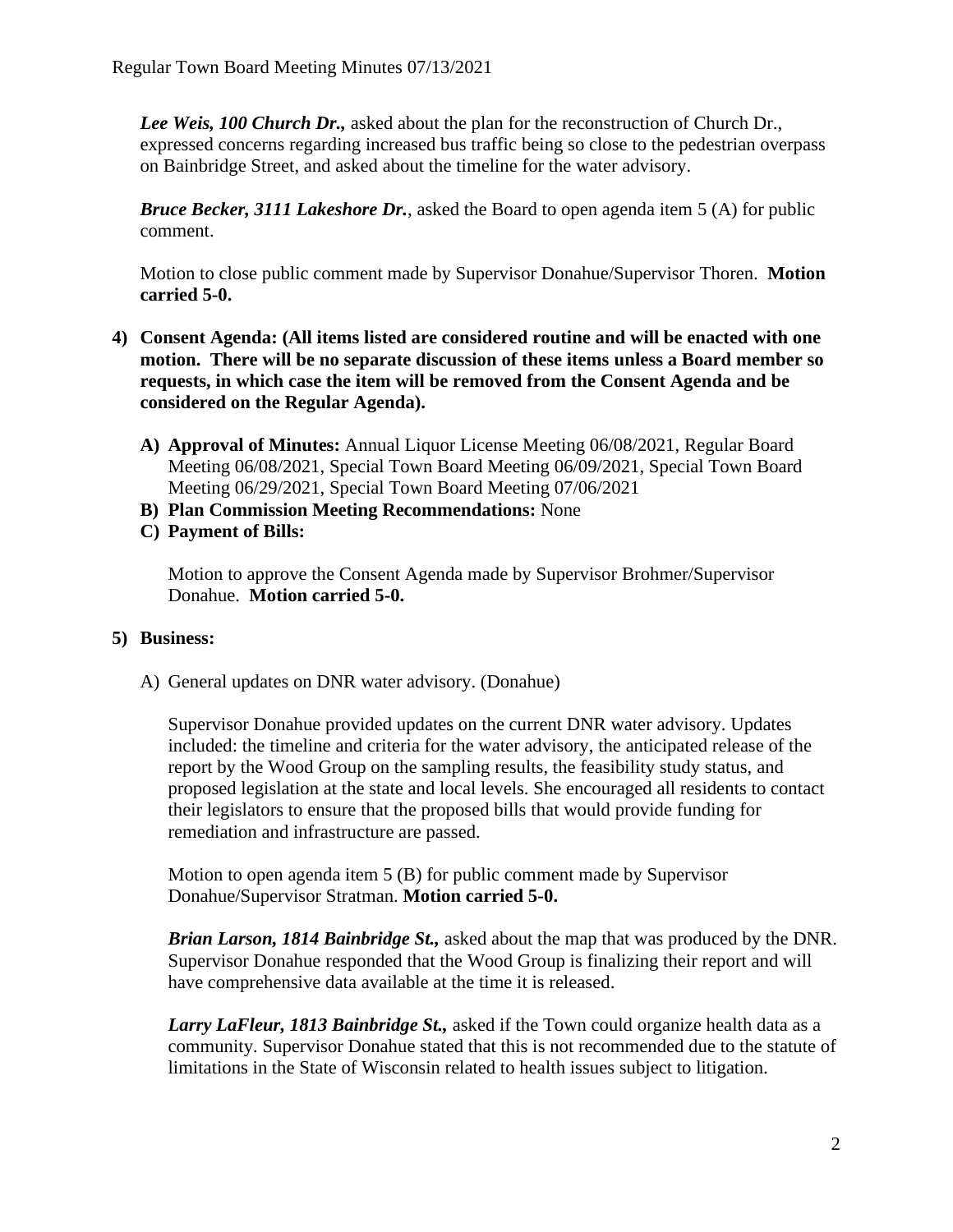***Lee Weis, 100 Church Dr.,*** asked about the plan for the reconstruction of Church Dr., expressed concerns regarding increased bus traffic being so close to the pedestrian overpass on Bainbridge Street, and asked about the timeline for the water advisory.

***Bruce Becker, 3111 Lakeshore Dr.***, asked the Board to open agenda item 5 (A) for public comment.

Motion to close public comment made by Supervisor Donahue/Supervisor Thoren. **Motion carried 5-0.**

**4) Consent Agenda: (All items listed are considered routine and will be enacted with one motion. There will be no separate discussion of these items unless a Board member so requests, in which case the item will be removed from the Consent Agenda and be considered on the Regular Agenda).**

- **A) Approval of Minutes:** Annual Liquor License Meeting 06/08/2021, Regular Board Meeting 06/08/2021, Special Town Board Meeting 06/09/2021, Special Town Board Meeting 06/29/2021, Special Town Board Meeting 07/06/2021
- **B) Plan Commission Meeting Recommendations:** None
- **C) Payment of Bills:**

Motion to approve the Consent Agenda made by Supervisor Brohmer/Supervisor Donahue. **Motion carried 5-0.**

**5) Business:**

A) General updates on DNR water advisory. (Donahue)

Supervisor Donahue provided updates on the current DNR water advisory. Updates included: the timeline and criteria for the water advisory, the anticipated release of the report by the Wood Group on the sampling results, the feasibility study status, and proposed legislation at the state and local levels. She encouraged all residents to contact their legislators to ensure that the proposed bills that would provide funding for remediation and infrastructure are passed.

Motion to open agenda item 5 (B) for public comment made by Supervisor Donahue/Supervisor Stratman. **Motion carried 5-0.**

***Brian Larson, 1814 Bainbridge St.,*** asked about the map that was produced by the DNR. Supervisor Donahue responded that the Wood Group is finalizing their report and will have comprehensive data available at the time it is released.

***Larry LaFleur, 1813 Bainbridge St.,*** asked if the Town could organize health data as a community. Supervisor Donahue stated that this is not recommended due to the statute of limitations in the State of Wisconsin related to health issues subject to litigation.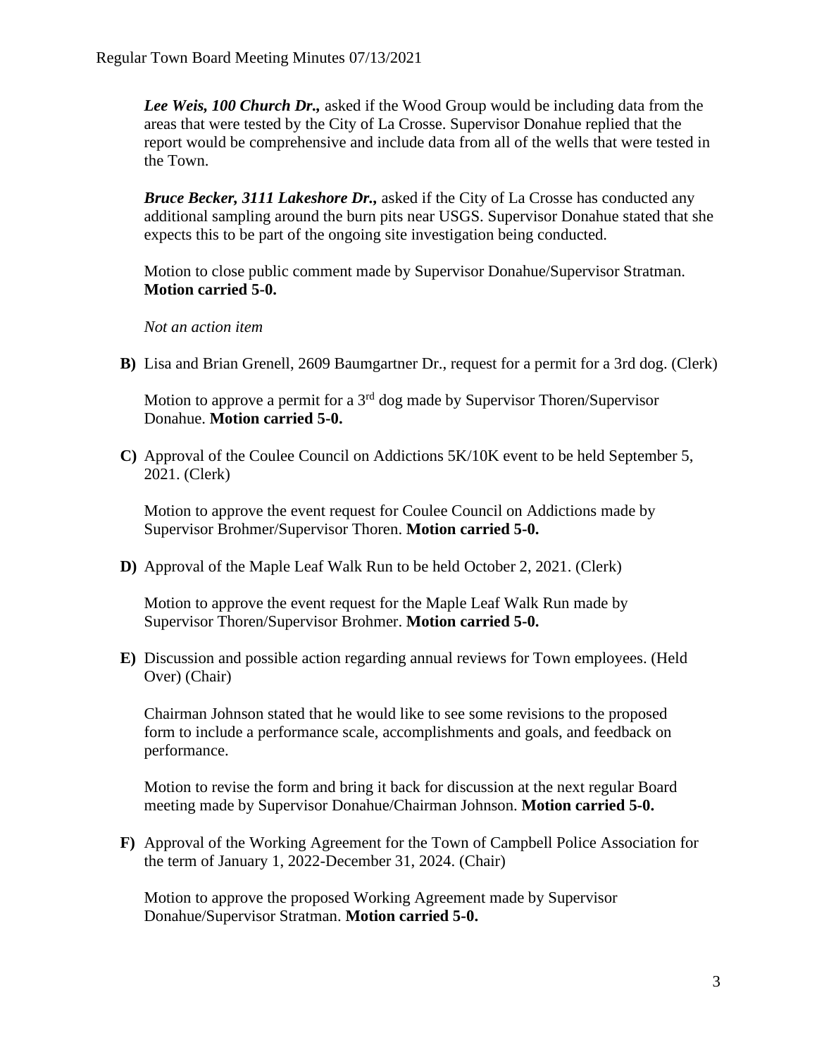***Lee Weis, 100 Church Dr.,*** asked if the Wood Group would be including data from the areas that were tested by the City of La Crosse. Supervisor Donahue replied that the report would be comprehensive and include data from all of the wells that were tested in the Town.

***Bruce Becker, 3111 Lakeshore Dr.,*** asked if the City of La Crosse has conducted any additional sampling around the burn pits near USGS. Supervisor Donahue stated that she expects this to be part of the ongoing site investigation being conducted.

Motion to close public comment made by Supervisor Donahue/Supervisor Stratman. **Motion carried 5-0.**

*Not an action item*

**B)** Lisa and Brian Grenell, 2609 Baumgartner Dr., request for a permit for a 3rd dog. (Clerk)

Motion to approve a permit for a 3rd dog made by Supervisor Thoren/Supervisor Donahue. **Motion carried 5-0.**

**C)** Approval of the Coulee Council on Addictions 5K/10K event to be held September 5, 2021. (Clerk)

Motion to approve the event request for Coulee Council on Addictions made by Supervisor Brohmer/Supervisor Thoren. **Motion carried 5-0.**

**D)** Approval of the Maple Leaf Walk Run to be held October 2, 2021. (Clerk)

Motion to approve the event request for the Maple Leaf Walk Run made by Supervisor Thoren/Supervisor Brohmer. **Motion carried 5-0.**

**E)** Discussion and possible action regarding annual reviews for Town employees. (Held Over) (Chair)

Chairman Johnson stated that he would like to see some revisions to the proposed form to include a performance scale, accomplishments and goals, and feedback on performance.

Motion to revise the form and bring it back for discussion at the next regular Board meeting made by Supervisor Donahue/Chairman Johnson. **Motion carried 5-0.**

**F)** Approval of the Working Agreement for the Town of Campbell Police Association for the term of January 1, 2022-December 31, 2024. (Chair)

Motion to approve the proposed Working Agreement made by Supervisor Donahue/Supervisor Stratman. **Motion carried 5-0.**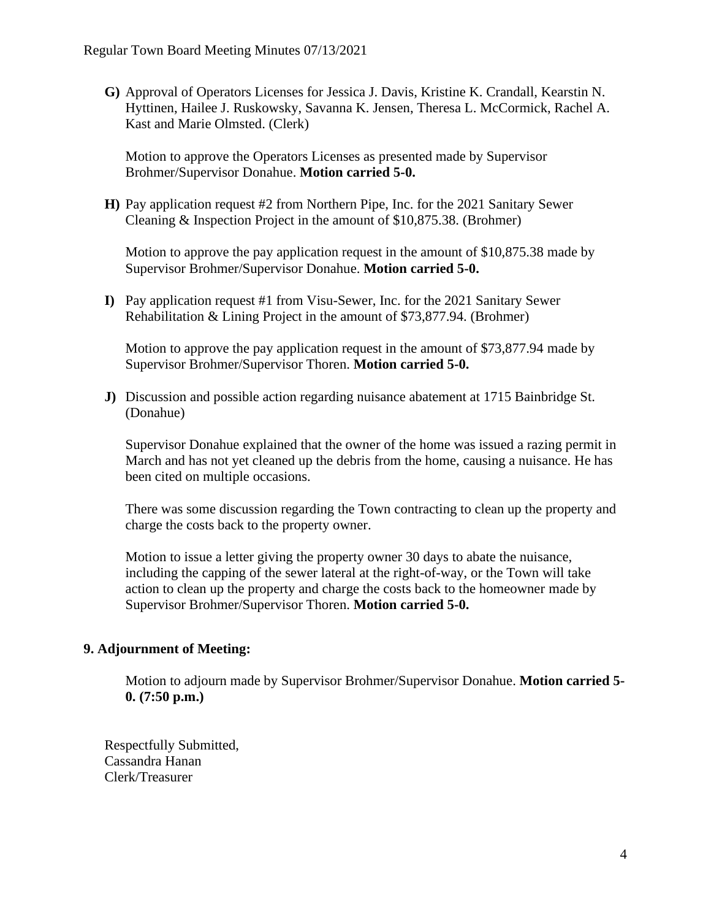**G)** Approval of Operators Licenses for Jessica J. Davis, Kristine K. Crandall, Kearstin N. Hyttinen, Hailee J. Ruskowsky, Savanna K. Jensen, Theresa L. McCormick, Rachel A. Kast and Marie Olmsted. (Clerk)

Motion to approve the Operators Licenses as presented made by Supervisor Brohmer/Supervisor Donahue. **Motion carried 5-0.**

**H)** Pay application request #2 from Northern Pipe, Inc. for the 2021 Sanitary Sewer Cleaning & Inspection Project in the amount of $10,875.38. (Brohmer)

Motion to approve the pay application request in the amount of $10,875.38 made by Supervisor Brohmer/Supervisor Donahue. **Motion carried 5-0.**

**I)** Pay application request #1 from Visu-Sewer, Inc. for the 2021 Sanitary Sewer Rehabilitation & Lining Project in the amount of $73,877.94. (Brohmer)

Motion to approve the pay application request in the amount of $73,877.94 made by Supervisor Brohmer/Supervisor Thoren. **Motion carried 5-0.**

**J)** Discussion and possible action regarding nuisance abatement at 1715 Bainbridge St. (Donahue)

Supervisor Donahue explained that the owner of the home was issued a razing permit in March and has not yet cleaned up the debris from the home, causing a nuisance. He has been cited on multiple occasions.

There was some discussion regarding the Town contracting to clean up the property and charge the costs back to the property owner.

Motion to issue a letter giving the property owner 30 days to abate the nuisance, including the capping of the sewer lateral at the right-of-way, or the Town will take action to clean up the property and charge the costs back to the homeowner made by Supervisor Brohmer/Supervisor Thoren. **Motion carried 5-0.**

**9. Adjournment of Meeting:**

Motion to adjourn made by Supervisor Brohmer/Supervisor Donahue. **Motion carried 5-0. (7:50 p.m.)**

Respectfully Submitted,
Cassandra Hanan
Clerk/Treasurer